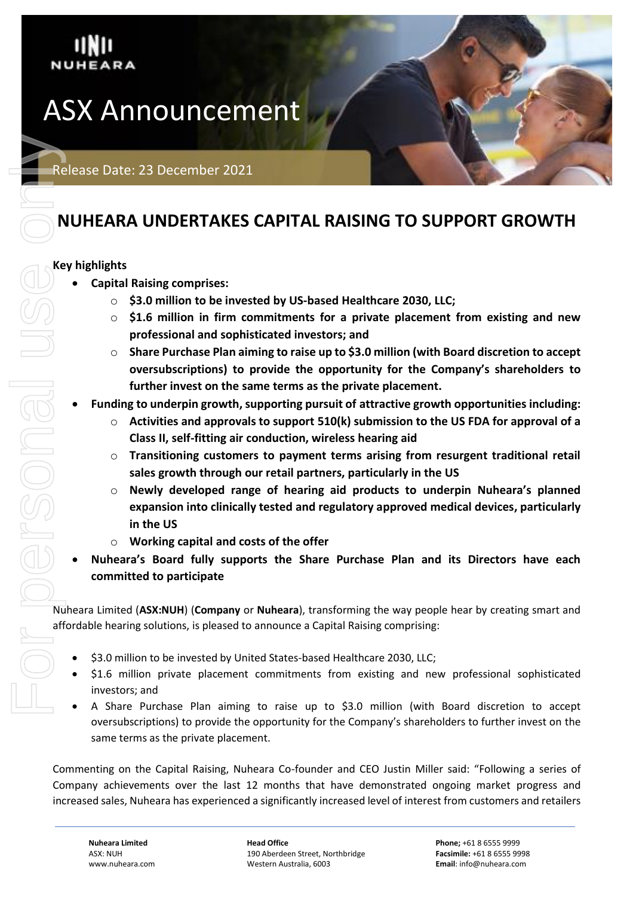# ASX Announcement

Release Date: 23 December 2021

## NUHEARA UNDERTAKES CAPITAL RAISING TO SUPPORT GROWTH

**Key highlights**

- **Capital Raising comprises:**
  - **$3.0 million to be invested by US-based Healthcare 2030, LLC;**
  - **$1.6 million in firm commitments for a private placement from existing and new professional and sophisticated investors; and**
  - **Share Purchase Plan aiming to raise up to $3.0 million (with Board discretion to accept oversubscriptions) to provide the opportunity for the Company's shareholders to further invest on the same terms as the private placement.**
- **Funding to underpin growth, supporting pursuit of attractive growth opportunities including:**
  - **Activities and approvals to support 510(k) submission to the US FDA for approval of a Class II, self-fitting air conduction, wireless hearing aid**
  - **Transitioning customers to payment terms arising from resurgent traditional retail sales growth through our retail partners, particularly in the US**
  - **Newly developed range of hearing aid products to underpin Nuheara's planned expansion into clinically tested and regulatory approved medical devices, particularly in the US**
  - **Working capital and costs of the offer**
- **Nuheara's Board fully supports the Share Purchase Plan and its Directors have each committed to participate**

Nuheara Limited (**ASX:NUH**) (**Company** or **Nuheara**), transforming the way people hear by creating smart and affordable hearing solutions, is pleased to announce a Capital Raising comprising:

- $3.0 million to be invested by United States-based Healthcare 2030, LLC;
- $1.6 million private placement commitments from existing and new professional sophisticated investors; and
- A Share Purchase Plan aiming to raise up to $3.0 million (with Board discretion to accept oversubscriptions) to provide the opportunity for the Company's shareholders to further invest on the same terms as the private placement.

Commenting on the Capital Raising, Nuheara Co-founder and CEO Justin Miller said: "Following a series of Company achievements over the last 12 months that have demonstrated ongoing market progress and increased sales, Nuheara has experienced a significantly increased level of interest from customers and retailers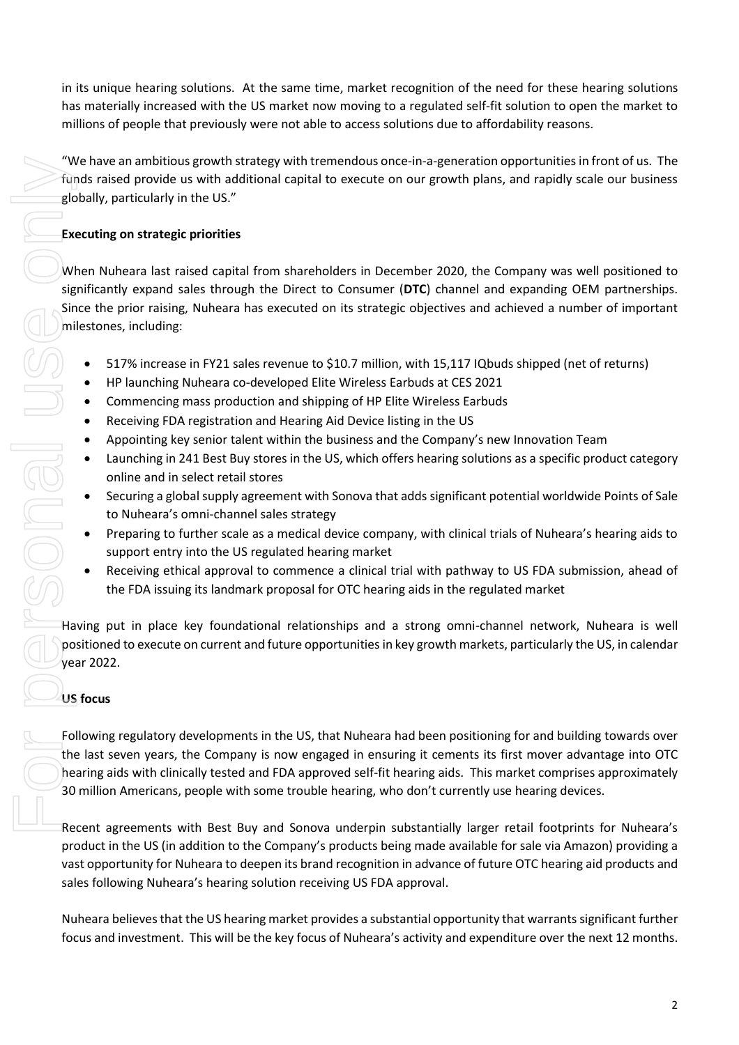in its unique hearing solutions. At the same time, market recognition of the need for these hearing solutions has materially increased with the US market now moving to a regulated self-fit solution to open the market to millions of people that previously were not able to access solutions due to affordability reasons.

"We have an ambitious growth strategy with tremendous once-in-a-generation opportunities in front of us. The funds raised provide us with additional capital to execute on our growth plans, and rapidly scale our business globally, particularly in the US."

**Executing on strategic priorities**

When Nuheara last raised capital from shareholders in December 2020, the Company was well positioned to significantly expand sales through the Direct to Consumer (**DTC**) channel and expanding OEM partnerships. Since the prior raising, Nuheara has executed on its strategic objectives and achieved a number of important milestones, including:

- 517% increase in FY21 sales revenue to $10.7 million, with 15,117 IQbuds shipped (net of returns)
- HP launching Nuheara co-developed Elite Wireless Earbuds at CES 2021
- Commencing mass production and shipping of HP Elite Wireless Earbuds
- Receiving FDA registration and Hearing Aid Device listing in the US
- Appointing key senior talent within the business and the Company's new Innovation Team
- Launching in 241 Best Buy stores in the US, which offers hearing solutions as a specific product category online and in select retail stores
- Securing a global supply agreement with Sonova that adds significant potential worldwide Points of Sale to Nuheara's omni-channel sales strategy
- Preparing to further scale as a medical device company, with clinical trials of Nuheara's hearing aids to support entry into the US regulated hearing market
- Receiving ethical approval to commence a clinical trial with pathway to US FDA submission, ahead of the FDA issuing its landmark proposal for OTC hearing aids in the regulated market

Having put in place key foundational relationships and a strong omni-channel network, Nuheara is well positioned to execute on current and future opportunities in key growth markets, particularly the US, in calendar year 2022.

**US focus**

Following regulatory developments in the US, that Nuheara had been positioning for and building towards over the last seven years, the Company is now engaged in ensuring it cements its first mover advantage into OTC hearing aids with clinically tested and FDA approved self-fit hearing aids. This market comprises approximately 30 million Americans, people with some trouble hearing, who don't currently use hearing devices.

Recent agreements with Best Buy and Sonova underpin substantially larger retail footprints for Nuheara's product in the US (in addition to the Company's products being made available for sale via Amazon) providing a vast opportunity for Nuheara to deepen its brand recognition in advance of future OTC hearing aid products and sales following Nuheara's hearing solution receiving US FDA approval.

Nuheara believes that the US hearing market provides a substantial opportunity that warrants significant further focus and investment. This will be the key focus of Nuheara's activity and expenditure over the next 12 months.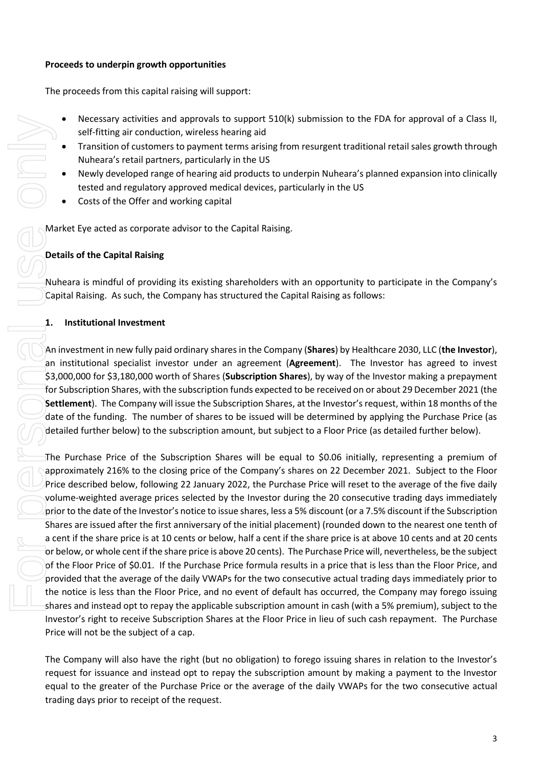**Proceeds to underpin growth opportunities**

The proceeds from this capital raising will support:

- Necessary activities and approvals to support 510(k) submission to the FDA for approval of a Class II, self-fitting air conduction, wireless hearing aid
- Transition of customers to payment terms arising from resurgent traditional retail sales growth through Nuheara's retail partners, particularly in the US
- Newly developed range of hearing aid products to underpin Nuheara's planned expansion into clinically tested and regulatory approved medical devices, particularly in the US
- Costs of the Offer and working capital

Market Eye acted as corporate advisor to the Capital Raising.

**Details of the Capital Raising**

Nuheara is mindful of providing its existing shareholders with an opportunity to participate in the Company's Capital Raising. As such, the Company has structured the Capital Raising as follows:

**1. Institutional Investment**

An investment in new fully paid ordinary shares in the Company (**Shares**) by Healthcare 2030, LLC (**the Investor**), an institutional specialist investor under an agreement (**Agreement**). The Investor has agreed to invest $3,000,000 for $3,180,000 worth of Shares (**Subscription Shares**), by way of the Investor making a prepayment for Subscription Shares, with the subscription funds expected to be received on or about 29 December 2021 (the **Settlement**). The Company will issue the Subscription Shares, at the Investor's request, within 18 months of the date of the funding. The number of shares to be issued will be determined by applying the Purchase Price (as detailed further below) to the subscription amount, but subject to a Floor Price (as detailed further below).

The Purchase Price of the Subscription Shares will be equal to $0.06 initially, representing a premium of approximately 216% to the closing price of the Company's shares on 22 December 2021. Subject to the Floor Price described below, following 22 January 2022, the Purchase Price will reset to the average of the five daily volume-weighted average prices selected by the Investor during the 20 consecutive trading days immediately prior to the date of the Investor's notice to issue shares, less a 5% discount (or a 7.5% discount if the Subscription Shares are issued after the first anniversary of the initial placement) (rounded down to the nearest one tenth of a cent if the share price is at 10 cents or below, half a cent if the share price is at above 10 cents and at 20 cents or below, or whole cent if the share price is above 20 cents). The Purchase Price will, nevertheless, be the subject of the Floor Price of $0.01. If the Purchase Price formula results in a price that is less than the Floor Price, and provided that the average of the daily VWAPs for the two consecutive actual trading days immediately prior to the notice is less than the Floor Price, and no event of default has occurred, the Company may forego issuing shares and instead opt to repay the applicable subscription amount in cash (with a 5% premium), subject to the Investor's right to receive Subscription Shares at the Floor Price in lieu of such cash repayment. The Purchase Price will not be the subject of a cap.

The Company will also have the right (but no obligation) to forego issuing shares in relation to the Investor's request for issuance and instead opt to repay the subscription amount by making a payment to the Investor equal to the greater of the Purchase Price or the average of the daily VWAPs for the two consecutive actual trading days prior to receipt of the request.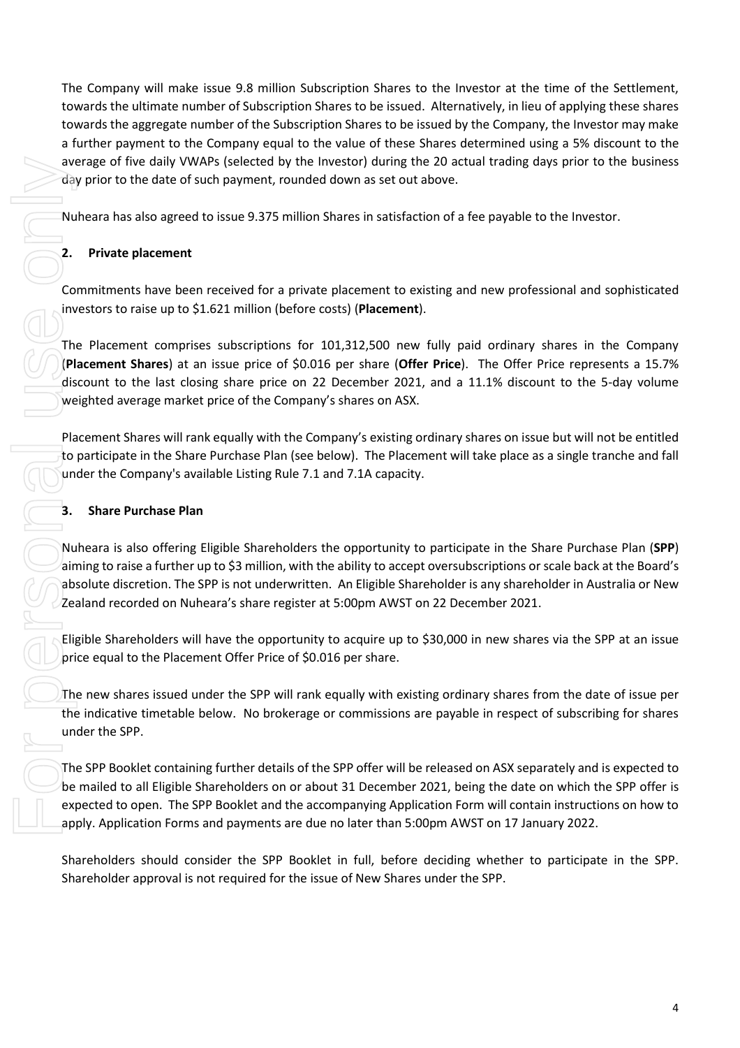The Company will make issue 9.8 million Subscription Shares to the Investor at the time of the Settlement, towards the ultimate number of Subscription Shares to be issued. Alternatively, in lieu of applying these shares towards the aggregate number of the Subscription Shares to be issued by the Company, the Investor may make a further payment to the Company equal to the value of these Shares determined using a 5% discount to the average of five daily VWAPs (selected by the Investor) during the 20 actual trading days prior to the business day prior to the date of such payment, rounded down as set out above.

Nuheara has also agreed to issue 9.375 million Shares in satisfaction of a fee payable to the Investor.

## 2. Private placement

Commitments have been received for a private placement to existing and new professional and sophisticated investors to raise up to $1.621 million (before costs) (**Placement**).

The Placement comprises subscriptions for 101,312,500 new fully paid ordinary shares in the Company (**Placement Shares**) at an issue price of $0.016 per share (**Offer Price**). The Offer Price represents a 15.7% discount to the last closing share price on 22 December 2021, and a 11.1% discount to the 5-day volume weighted average market price of the Company's shares on ASX.

Placement Shares will rank equally with the Company's existing ordinary shares on issue but will not be entitled to participate in the Share Purchase Plan (see below). The Placement will take place as a single tranche and fall under the Company's available Listing Rule 7.1 and 7.1A capacity.

## 3. Share Purchase Plan

Nuheara is also offering Eligible Shareholders the opportunity to participate in the Share Purchase Plan (**SPP**) aiming to raise a further up to $3 million, with the ability to accept oversubscriptions or scale back at the Board's absolute discretion. The SPP is not underwritten. An Eligible Shareholder is any shareholder in Australia or New Zealand recorded on Nuheara's share register at 5:00pm AWST on 22 December 2021.

Eligible Shareholders will have the opportunity to acquire up to $30,000 in new shares via the SPP at an issue price equal to the Placement Offer Price of $0.016 per share.

The new shares issued under the SPP will rank equally with existing ordinary shares from the date of issue per the indicative timetable below. No brokerage or commissions are payable in respect of subscribing for shares under the SPP.

The SPP Booklet containing further details of the SPP offer will be released on ASX separately and is expected to be mailed to all Eligible Shareholders on or about 31 December 2021, being the date on which the SPP offer is expected to open. The SPP Booklet and the accompanying Application Form will contain instructions on how to apply. Application Forms and payments are due no later than 5:00pm AWST on 17 January 2022.

Shareholders should consider the SPP Booklet in full, before deciding whether to participate in the SPP. Shareholder approval is not required for the issue of New Shares under the SPP.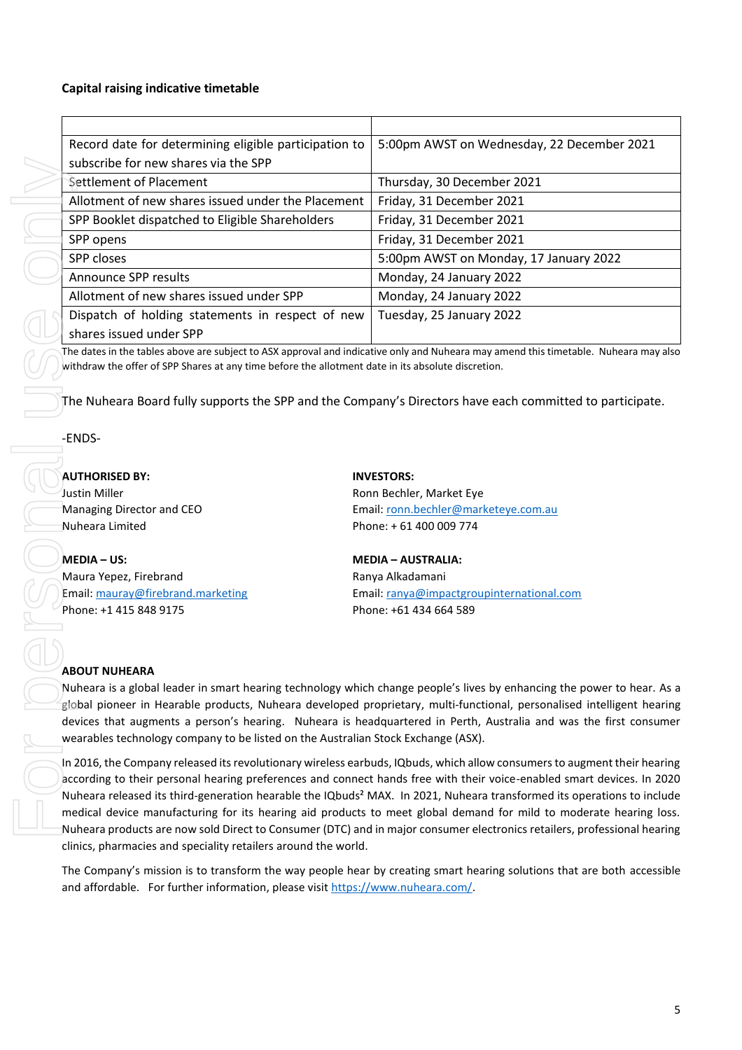**Capital raising indicative timetable**

| | |
|---|---|
| Record date for determining eligible participation to subscribe for new shares via the SPP | 5:00pm AWST on Wednesday, 22 December 2021 |
| Settlement of Placement | Thursday, 30 December 2021 |
| Allotment of new shares issued under the Placement | Friday, 31 December 2021 |
| SPP Booklet dispatched to Eligible Shareholders | Friday, 31 December 2021 |
| SPP opens | Friday, 31 December 2021 |
| SPP closes | 5:00pm AWST on Monday, 17 January 2022 |
| Announce SPP results | Monday, 24 January 2022 |
| Allotment of new shares issued under SPP | Monday, 24 January 2022 |
| Dispatch of holding statements in respect of new shares issued under SPP | Tuesday, 25 January 2022 |

The dates in the tables above are subject to ASX approval and indicative only and Nuheara may amend this timetable. Nuheara may also withdraw the offer of SPP Shares at any time before the allotment date in its absolute discretion.

The Nuheara Board fully supports the SPP and the Company's Directors have each committed to participate.

-ENDS-

**AUTHORISED BY:**
Justin Miller
Managing Director and CEO
Nuheara Limited

**INVESTORS:**
Ronn Bechler, Market Eye
Email: ronn.bechler@marketeye.com.au
Phone: + 61 400 009 774

**MEDIA – US:**
Maura Yepez, Firebrand
Email: mauray@firebrand.marketing
Phone: +1 415 848 9175

**MEDIA – AUSTRALIA:**
Ranya Alkadamani
Email: ranya@impactgroupinternational.com
Phone: +61 434 664 589

**ABOUT NUHEARA**

Nuheara is a global leader in smart hearing technology which change people's lives by enhancing the power to hear. As a global pioneer in Hearable products, Nuheara developed proprietary, multi-functional, personalised intelligent hearing devices that augments a person's hearing. Nuheara is headquartered in Perth, Australia and was the first consumer wearables technology company to be listed on the Australian Stock Exchange (ASX).

In 2016, the Company released its revolutionary wireless earbuds, IQbuds, which allow consumers to augment their hearing according to their personal hearing preferences and connect hands free with their voice-enabled smart devices. In 2020 Nuheara released its third-generation hearable the IQbuds² MAX. In 2021, Nuheara transformed its operations to include medical device manufacturing for its hearing aid products to meet global demand for mild to moderate hearing loss. Nuheara products are now sold Direct to Consumer (DTC) and in major consumer electronics retailers, professional hearing clinics, pharmacies and speciality retailers around the world.

The Company's mission is to transform the way people hear by creating smart hearing solutions that are both accessible and affordable. For further information, please visit https://www.nuheara.com/.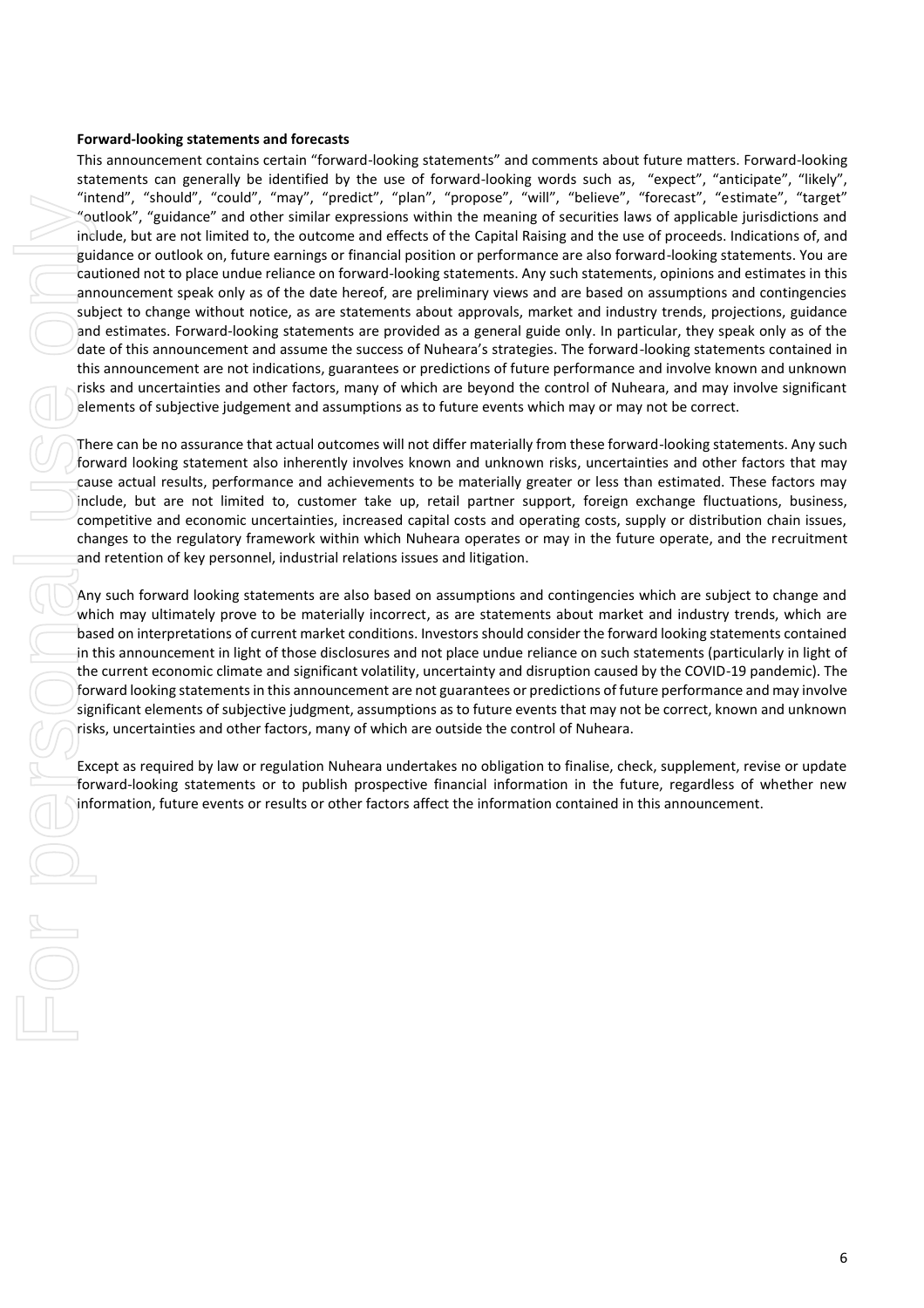**Forward-looking statements and forecasts**

This announcement contains certain "forward-looking statements" and comments about future matters. Forward-looking statements can generally be identified by the use of forward-looking words such as, "expect", "anticipate", "likely", "intend", "should", "could", "may", "predict", "plan", "propose", "will", "believe", "forecast", "estimate", "target" "outlook", "guidance" and other similar expressions within the meaning of securities laws of applicable jurisdictions and include, but are not limited to, the outcome and effects of the Capital Raising and the use of proceeds. Indications of, and guidance or outlook on, future earnings or financial position or performance are also forward-looking statements. You are cautioned not to place undue reliance on forward-looking statements. Any such statements, opinions and estimates in this announcement speak only as of the date hereof, are preliminary views and are based on assumptions and contingencies subject to change without notice, as are statements about approvals, market and industry trends, projections, guidance and estimates. Forward-looking statements are provided as a general guide only. In particular, they speak only as of the date of this announcement and assume the success of Nuheara's strategies. The forward-looking statements contained in this announcement are not indications, guarantees or predictions of future performance and involve known and unknown risks and uncertainties and other factors, many of which are beyond the control of Nuheara, and may involve significant elements of subjective judgement and assumptions as to future events which may or may not be correct.

There can be no assurance that actual outcomes will not differ materially from these forward-looking statements. Any such forward looking statement also inherently involves known and unknown risks, uncertainties and other factors that may cause actual results, performance and achievements to be materially greater or less than estimated. These factors may include, but are not limited to, customer take up, retail partner support, foreign exchange fluctuations, business, competitive and economic uncertainties, increased capital costs and operating costs, supply or distribution chain issues, changes to the regulatory framework within which Nuheara operates or may in the future operate, and the recruitment and retention of key personnel, industrial relations issues and litigation.

Any such forward looking statements are also based on assumptions and contingencies which are subject to change and which may ultimately prove to be materially incorrect, as are statements about market and industry trends, which are based on interpretations of current market conditions. Investors should consider the forward looking statements contained in this announcement in light of those disclosures and not place undue reliance on such statements (particularly in light of the current economic climate and significant volatility, uncertainty and disruption caused by the COVID-19 pandemic). The forward looking statements in this announcement are not guarantees or predictions of future performance and may involve significant elements of subjective judgment, assumptions as to future events that may not be correct, known and unknown risks, uncertainties and other factors, many of which are outside the control of Nuheara.

Except as required by law or regulation Nuheara undertakes no obligation to finalise, check, supplement, revise or update forward-looking statements or to publish prospective financial information in the future, regardless of whether new information, future events or results or other factors affect the information contained in this announcement.